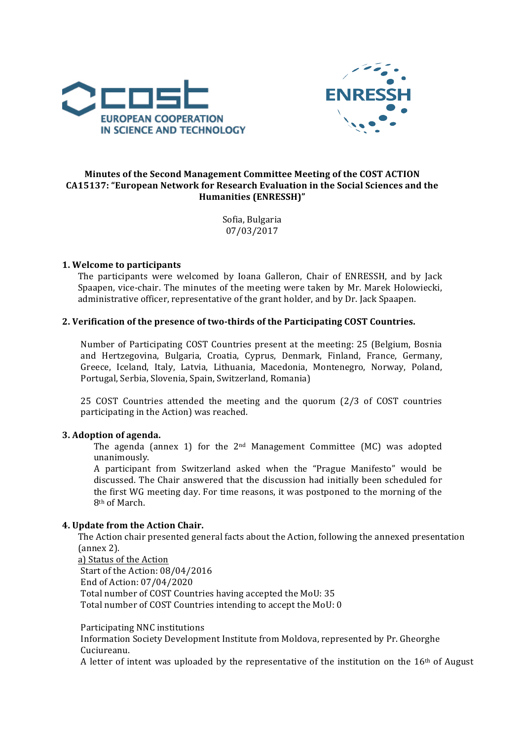**Minutes of the Second Management Committee Meeting of the COST ACTION CA15137: "European Network for Research Evaluation in the Social Sciences and the Humanities (ENRESSH)"**

Sofia, Bulgaria
07/03/2017

## 1. Welcome to participants

The participants were welcomed by Ioana Galleron, Chair of ENRESSH, and by Jack Spaapen, vice-chair. The minutes of the meeting were taken by Mr. Marek Holowiecki, administrative officer, representative of the grant holder, and by Dr. Jack Spaapen.

## 2. Verification of the presence of two-thirds of the Participating COST Countries.

Number of Participating COST Countries present at the meeting: 25 (Belgium, Bosnia and Hertzegovina, Bulgaria, Croatia, Cyprus, Denmark, Finland, France, Germany, Greece, Iceland, Italy, Latvia, Lithuania, Macedonia, Montenegro, Norway, Poland, Portugal, Serbia, Slovenia, Spain, Switzerland, Romania)

25 COST Countries attended the meeting and the quorum (2/3 of COST countries participating in the Action) was reached.

## 3. Adoption of agenda.

The agenda (annex 1) for the 2nd Management Committee (MC) was adopted unanimously.

A participant from Switzerland asked when the "Prague Manifesto" would be discussed. The Chair answered that the discussion had initially been scheduled for the first WG meeting day. For time reasons, it was postponed to the morning of the 8th of March.

## 4. Update from the Action Chair.

The Action chair presented general facts about the Action, following the annexed presentation (annex 2).

<u>a) Status of the Action</u>

Start of the Action: 08/04/2016
End of Action: 07/04/2020
Total number of COST Countries having accepted the MoU: 35
Total number of COST Countries intending to accept the MoU: 0

Participating NNC institutions
Information Society Development Institute from Moldova, represented by Pr. Gheorghe Cuciureanu.
A letter of intent was uploaded by the representative of the institution on the 16th of August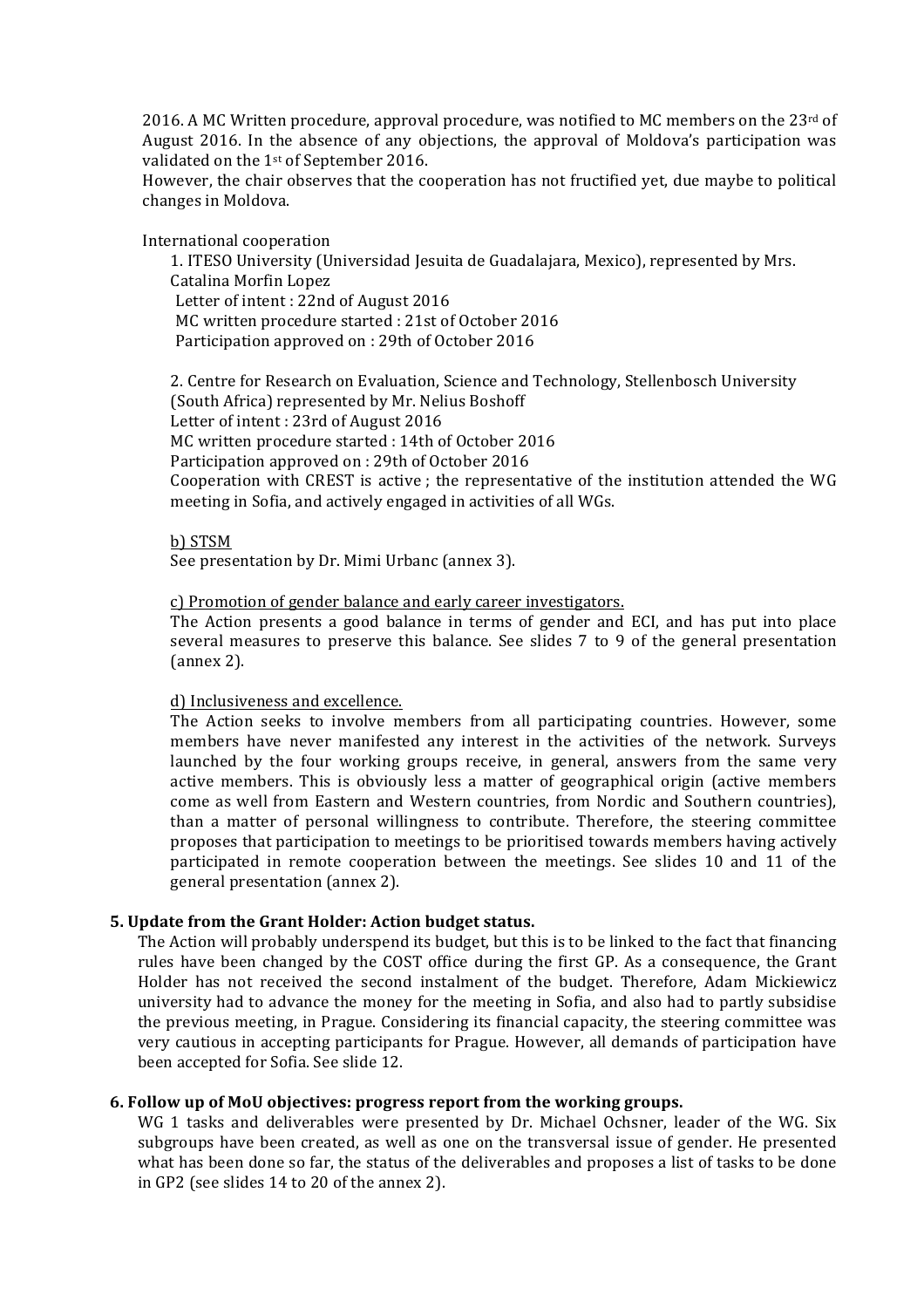2016. A MC Written procedure, approval procedure, was notified to MC members on the 23rd of August 2016. In the absence of any objections, the approval of Moldova's participation was validated on the 1st of September 2016.
However, the chair observes that the cooperation has not fructified yet, due maybe to political changes in Moldova.

International cooperation

1. ITESO University (Universidad Jesuita de Guadalajara, Mexico), represented by Mrs. Catalina Morfin Lopez
 Letter of intent : 22nd of August 2016
 MC written procedure started : 21st of October 2016
 Participation approved on : 29th of October 2016

2. Centre for Research on Evaluation, Science and Technology, Stellenbosch University (South Africa) represented by Mr. Nelius Boshoff
Letter of intent : 23rd of August 2016
MC written procedure started : 14th of October 2016
Participation approved on : 29th of October 2016
Cooperation with CREST is active ; the representative of the institution attended the WG meeting in Sofia, and actively engaged in activities of all WGs.

b) STSM

See presentation by Dr. Mimi Urbanc (annex 3).

c) Promotion of gender balance and early career investigators.

The Action presents a good balance in terms of gender and ECI, and has put into place several measures to preserve this balance. See slides 7 to 9 of the general presentation (annex 2).

d) Inclusiveness and excellence.

The Action seeks to involve members from all participating countries. However, some members have never manifested any interest in the activities of the network. Surveys launched by the four working groups receive, in general, answers from the same very active members. This is obviously less a matter of geographical origin (active members come as well from Eastern and Western countries, from Nordic and Southern countries), than a matter of personal willingness to contribute. Therefore, the steering committee proposes that participation to meetings to be prioritised towards members having actively participated in remote cooperation between the meetings. See slides 10 and 11 of the general presentation (annex 2).

**5. Update from the Grant Holder: Action budget status.**

The Action will probably underspend its budget, but this is to be linked to the fact that financing rules have been changed by the COST office during the first GP. As a consequence, the Grant Holder has not received the second instalment of the budget. Therefore, Adam Mickiewicz university had to advance the money for the meeting in Sofia, and also had to partly subsidise the previous meeting, in Prague. Considering its financial capacity, the steering committee was very cautious in accepting participants for Prague. However, all demands of participation have been accepted for Sofia. See slide 12.

**6. Follow up of MoU objectives: progress report from the working groups.**

WG 1 tasks and deliverables were presented by Dr. Michael Ochsner, leader of the WG. Six subgroups have been created, as well as one on the transversal issue of gender. He presented what has been done so far, the status of the deliverables and proposes a list of tasks to be done in GP2 (see slides 14 to 20 of the annex 2).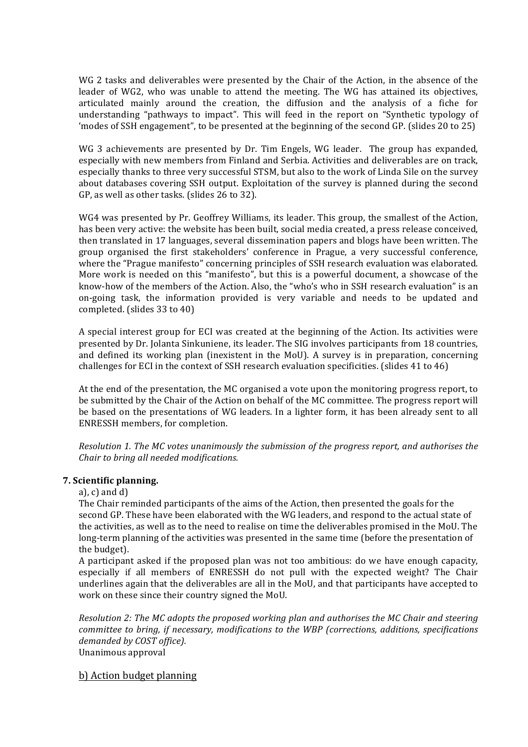WG 2 tasks and deliverables were presented by the Chair of the Action, in the absence of the leader of WG2, who was unable to attend the meeting. The WG has attained its objectives, articulated mainly around the creation, the diffusion and the analysis of a fiche for understanding "pathways to impact". This will feed in the report on "Synthetic typology of 'modes of SSH engagement", to be presented at the beginning of the second GP. (slides 20 to 25)

WG 3 achievements are presented by Dr. Tim Engels, WG leader. The group has expanded, especially with new members from Finland and Serbia. Activities and deliverables are on track, especially thanks to three very successful STSM, but also to the work of Linda Sile on the survey about databases covering SSH output. Exploitation of the survey is planned during the second GP, as well as other tasks. (slides 26 to 32).

WG4 was presented by Pr. Geoffrey Williams, its leader. This group, the smallest of the Action, has been very active: the website has been built, social media created, a press release conceived, then translated in 17 languages, several dissemination papers and blogs have been written. The group organised the first stakeholders' conference in Prague, a very successful conference, where the "Prague manifesto" concerning principles of SSH research evaluation was elaborated. More work is needed on this "manifesto", but this is a powerful document, a showcase of the know-how of the members of the Action. Also, the "who's who in SSH research evaluation" is an on-going task, the information provided is very variable and needs to be updated and completed. (slides 33 to 40)

A special interest group for ECI was created at the beginning of the Action. Its activities were presented by Dr. Jolanta Sinkuniene, its leader. The SIG involves participants from 18 countries, and defined its working plan (inexistent in the MoU). A survey is in preparation, concerning challenges for ECI in the context of SSH research evaluation specificities. (slides 41 to 46)

At the end of the presentation, the MC organised a vote upon the monitoring progress report, to be submitted by the Chair of the Action on behalf of the MC committee. The progress report will be based on the presentations of WG leaders. In a lighter form, it has been already sent to all ENRESSH members, for completion.

*Resolution 1. The MC votes unanimously the submission of the progress report, and authorises the Chair to bring all needed modifications.*

### 7. Scientific planning.

a), c) and d)

The Chair reminded participants of the aims of the Action, then presented the goals for the second GP. These have been elaborated with the WG leaders, and respond to the actual state of the activities, as well as to the need to realise on time the deliverables promised in the MoU. The long-term planning of the activities was presented in the same time (before the presentation of the budget).

A participant asked if the proposed plan was not too ambitious: do we have enough capacity, especially if all members of ENRESSH do not pull with the expected weight? The Chair underlines again that the deliverables are all in the MoU, and that participants have accepted to work on these since their country signed the MoU.

*Resolution 2: The MC adopts the proposed working plan and authorises the MC Chair and steering committee to bring, if necessary, modifications to the WBP (corrections, additions, specifications demanded by COST office).*
Unanimous approval

b) Action budget planning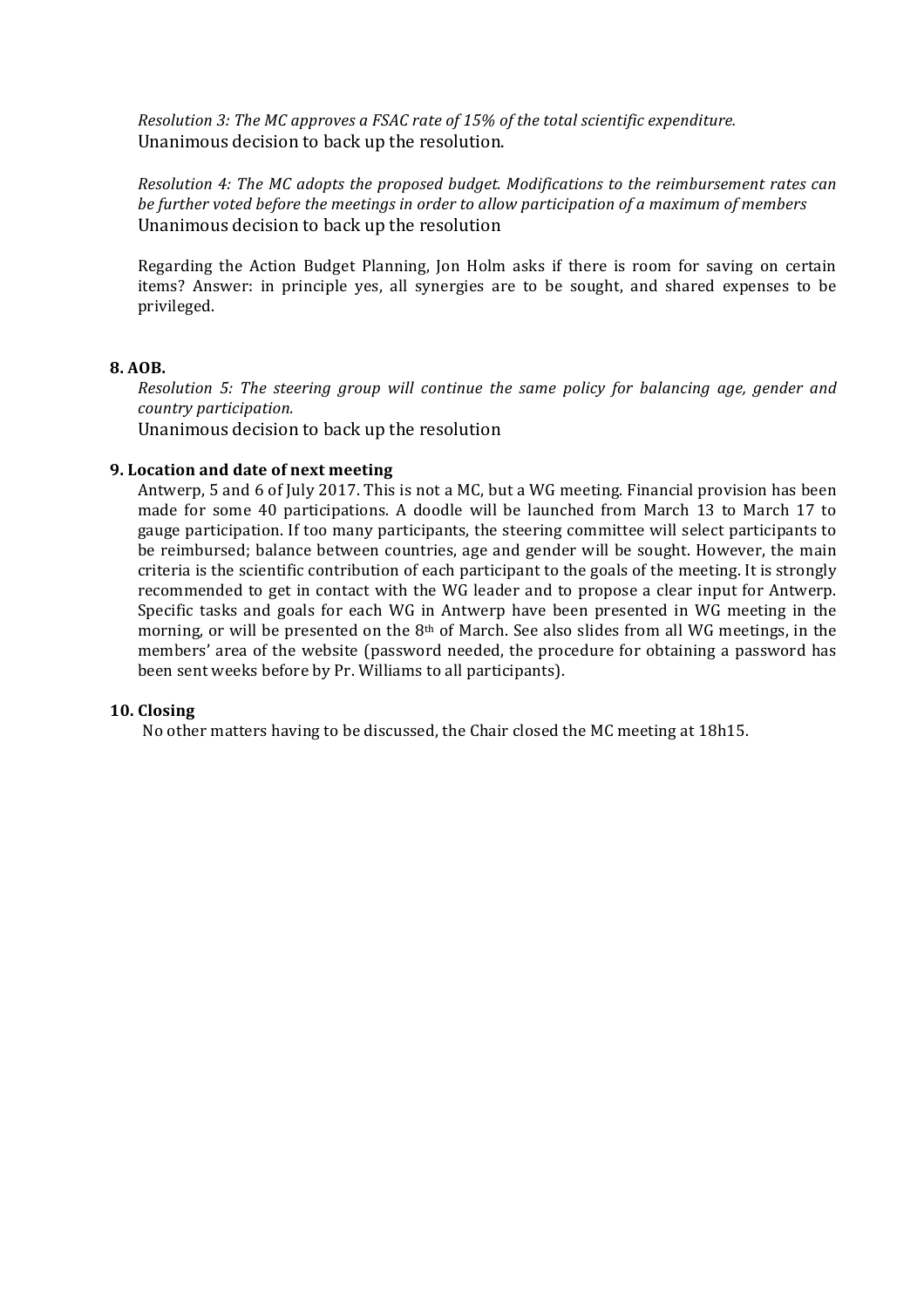*Resolution 3: The MC approves a FSAC rate of 15% of the total scientific expenditure.*
Unanimous decision to back up the resolution.

*Resolution 4: The MC adopts the proposed budget. Modifications to the reimbursement rates can be further voted before the meetings in order to allow participation of a maximum of members*
Unanimous decision to back up the resolution

Regarding the Action Budget Planning, Jon Holm asks if there is room for saving on certain items? Answer: in principle yes, all synergies are to be sought, and shared expenses to be privileged.

**8. AOB.**

*Resolution 5: The steering group will continue the same policy for balancing age, gender and country participation.*
Unanimous decision to back up the resolution

**9. Location and date of next meeting**

Antwerp, 5 and 6 of July 2017. This is not a MC, but a WG meeting. Financial provision has been made for some 40 participations. A doodle will be launched from March 13 to March 17 to gauge participation. If too many participants, the steering committee will select participants to be reimbursed; balance between countries, age and gender will be sought. However, the main criteria is the scientific contribution of each participant to the goals of the meeting. It is strongly recommended to get in contact with the WG leader and to propose a clear input for Antwerp. Specific tasks and goals for each WG in Antwerp have been presented in WG meeting in the morning, or will be presented on the 8th of March. See also slides from all WG meetings, in the members' area of the website (password needed, the procedure for obtaining a password has been sent weeks before by Pr. Williams to all participants).

**10. Closing**

No other matters having to be discussed, the Chair closed the MC meeting at 18h15.